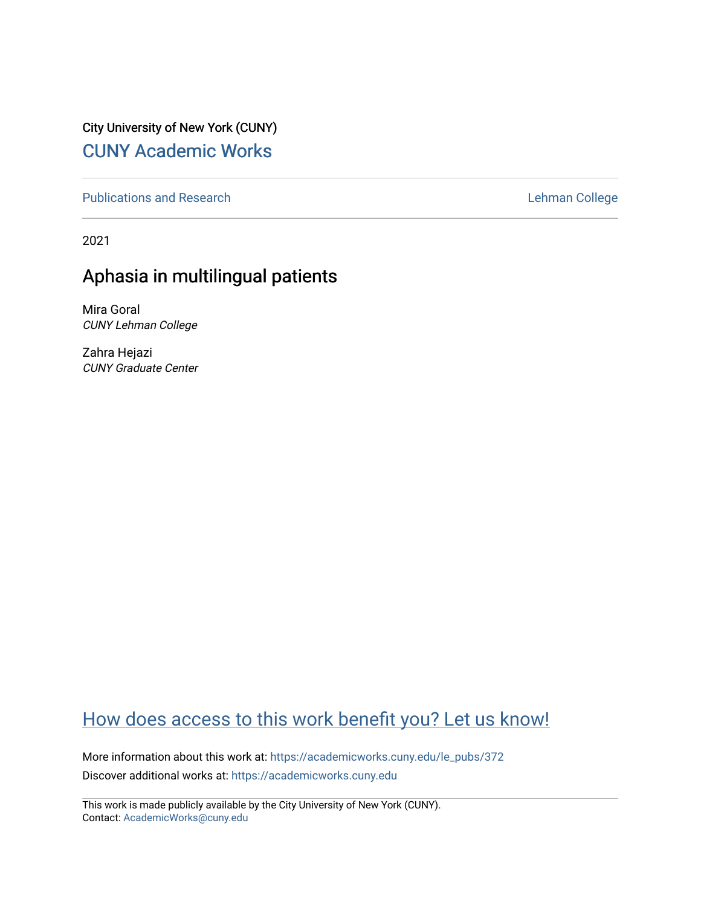City University of New York (CUNY)

# CUNY Academic Works

Publications and Research

Lehman College

2021

## Aphasia in multilingual patients

Mira Goral
*CUNY Lehman College*

Zahra Hejazi
*CUNY Graduate Center*

How does access to this work benefit you? Let us know!

More information about this work at: https://academicworks.cuny.edu/le_pubs/372

Discover additional works at: https://academicworks.cuny.edu

This work is made publicly available by the City University of New York (CUNY).
Contact: AcademicWorks@cuny.edu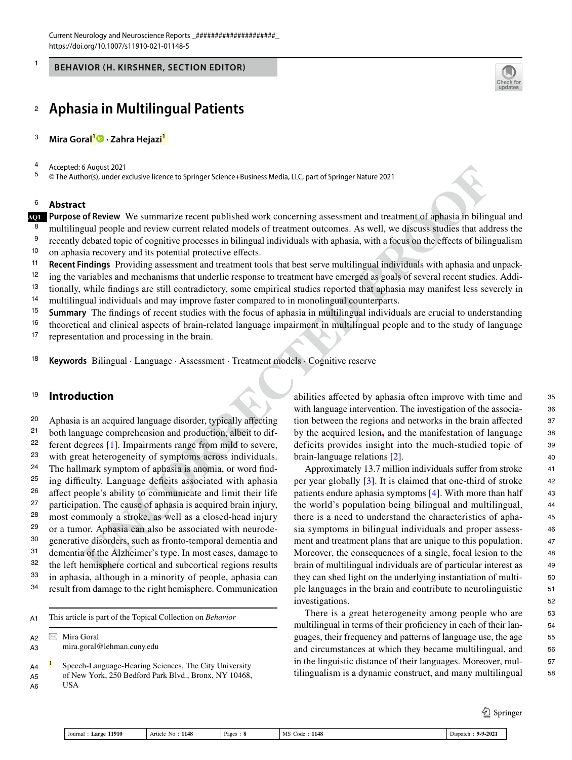# Aphasia in Multilingual Patients

**Mira Goral**[1] · **Zahra Hejazi**[1]

Accepted: 6 August 2021

© The Author(s), under exclusive licence to Springer Science+Business Media, LLC, part of Springer Nature 2021

## Abstract

**Purpose of Review** We summarize recent published work concerning assessment and treatment of aphasia in bilingual and multilingual people and review current related models of treatment outcomes. As well, we discuss studies that address the recently debated topic of cognitive processes in bilingual individuals with aphasia, with a focus on the effects of bilingualism on aphasia recovery and its potential protective effects.

**Recent Findings** Providing assessment and treatment tools that best serve multilingual individuals with aphasia and unpacking the variables and mechanisms that underlie response to treatment have emerged as goals of several recent studies. Additionally, while findings are still contradictory, some empirical studies reported that aphasia may manifest less severely in multilingual individuals and may improve faster compared to in monolingual counterparts.

**Summary** The findings of recent studies with the focus of aphasia in multilingual individuals are crucial to understanding theoretical and clinical aspects of brain-related language impairment in multilingual people and to the study of language representation and processing in the brain.

**Keywords** Bilingual · Language · Assessment · Treatment models · Cognitive reserve

## Introduction

Aphasia is an acquired language disorder, typically affecting both language comprehension and production, albeit to different degrees [1]. Impairments range from mild to severe, with great heterogeneity of symptoms across individuals. The hallmark symptom of aphasia is anomia, or word finding difficulty. Language deficits associated with aphasia affect people's ability to communicate and limit their life participation. The cause of aphasia is acquired brain injury, most commonly a stroke, as well as a closed-head injury or a tumor. Aphasia can also be associated with neurodegenerative disorders, such as fronto-temporal dementia and dementia of the Alzheimer's type. In most cases, damage to the left hemisphere cortical and subcortical regions results in aphasia, although in a minority of people, aphasia can result from damage to the right hemisphere. Communication abilities affected by aphasia often improve with time and with language intervention. The investigation of the association between the regions and networks in the brain affected by the acquired lesion, and the manifestation of language deficits provides insight into the much-studied topic of brain-language relations [2].

Approximately 13.7 million individuals suffer from stroke per year globally [3]. It is claimed that one-third of stroke patients endure aphasia symptoms [4]. With more than half the world's population being bilingual and multilingual, there is a need to understand the characteristics of aphasia symptoms in bilingual individuals and proper assessment and treatment plans that are unique to this population. Moreover, the consequences of a single, focal lesion to the brain of multilingual individuals are of particular interest as they can shed light on the underlying instantiation of multiple languages in the brain and contribute to neurolinguistic investigations.

There is a great heterogeneity among people who are multilingual in terms of their proficiency in each of their languages, their frequency and patterns of language use, the age and circumstances at which they became multilingual, and in the linguistic distance of their languages. Moreover, multilingualism is a dynamic construct, and many multilingual

This article is part of the Topical Collection on *Behavior*

✉ Mira Goral
mira.goral@lehman.cuny.edu

[1] Speech-Language-Hearing Sciences, The City University of New York, 250 Bedford Park Blvd., Bronx, NY 10468, USA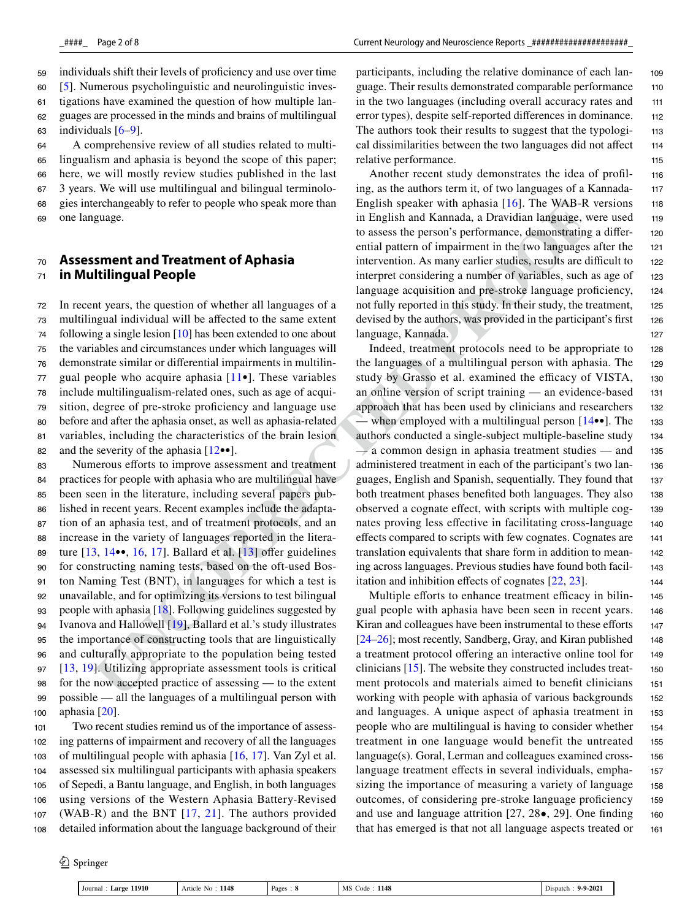individuals shift their levels of proficiency and use over time [5]. Numerous psycholinguistic and neurolinguistic investigations have examined the question of how multiple languages are processed in the minds and brains of multilingual individuals [6–9].

A comprehensive review of all studies related to multilingualism and aphasia is beyond the scope of this paper; here, we will mostly review studies published in the last 3 years. We will use multilingual and bilingual terminologies interchangeably to refer to people who speak more than one language.

## Assessment and Treatment of Aphasia in Multilingual People

In recent years, the question of whether all languages of a multilingual individual will be affected to the same extent following a single lesion [10] has been extended to one about the variables and circumstances under which languages will demonstrate similar or differential impairments in multilingual people who acquire aphasia [11•]. These variables include multilingualism-related ones, such as age of acquisition, degree of pre-stroke proficiency and language use before and after the aphasia onset, as well as aphasia-related variables, including the characteristics of the brain lesion and the severity of the aphasia [12••].

Numerous efforts to improve assessment and treatment practices for people with aphasia who are multilingual have been seen in the literature, including several papers published in recent years. Recent examples include the adaptation of an aphasia test, and of treatment protocols, and an increase in the variety of languages reported in the literature [13, 14••, 16, 17]. Ballard et al. [13] offer guidelines for constructing naming tests, based on the oft-used Boston Naming Test (BNT), in languages for which a test is unavailable, and for optimizing its versions to test bilingual people with aphasia [18]. Following guidelines suggested by Ivanova and Hallowell [19], Ballard et al.'s study illustrates the importance of constructing tools that are linguistically and culturally appropriate to the population being tested [13, 19]. Utilizing appropriate assessment tools is critical for the now accepted practice of assessing — to the extent possible — all the languages of a multilingual person with aphasia [20].

Two recent studies remind us of the importance of assessing patterns of impairment and recovery of all the languages of multilingual people with aphasia [16, 17]. Van Zyl et al. assessed six multilingual participants with aphasia speakers of Sepedi, a Bantu language, and English, in both languages using versions of the Western Aphasia Battery-Revised (WAB-R) and the BNT [17, 21]. The authors provided detailed information about the language background of their participants, including the relative dominance of each language. Their results demonstrated comparable performance in the two languages (including overall accuracy rates and error types), despite self-reported differences in dominance. The authors took their results to suggest that the typological dissimilarities between the two languages did not affect relative performance.

Another recent study demonstrates the idea of profiling, as the authors term it, of two languages of a Kannada-English speaker with aphasia [16]. The WAB-R versions in English and Kannada, a Dravidian language, were used to assess the person's performance, demonstrating a differential pattern of impairment in the two languages after the intervention. As many earlier studies, results are difficult to interpret considering a number of variables, such as age of language acquisition and pre-stroke language proficiency, not fully reported in this study. In their study, the treatment, devised by the authors, was provided in the participant's first language, Kannada.

Indeed, treatment protocols need to be appropriate to the languages of a multilingual person with aphasia. The study by Grasso et al. examined the efficacy of VISTA, an online version of script training — an evidence-based approach that has been used by clinicians and researchers — when employed with a multilingual person [14••]. The authors conducted a single-subject multiple-baseline study — a common design in aphasia treatment studies — and administered treatment in each of the participant's two languages, English and Spanish, sequentially. They found that both treatment phases benefited both languages. They also observed a cognate effect, with scripts with multiple cognates proving less effective in facilitating cross-language effects compared to scripts with few cognates. Cognates are translation equivalents that share form in addition to meaning across languages. Previous studies have found both facilitation and inhibition effects of cognates [22, 23].

Multiple efforts to enhance treatment efficacy in bilingual people with aphasia have been seen in recent years. Kiran and colleagues have been instrumental to these efforts [24–26]; most recently, Sandberg, Gray, and Kiran published a treatment protocol offering an interactive online tool for clinicians [15]. The website they constructed includes treatment protocols and materials aimed to benefit clinicians working with people with aphasia of various backgrounds and languages. A unique aspect of aphasia treatment in people who are multilingual is having to consider whether treatment in one language would benefit the untreated language(s). Goral, Lerman and colleagues examined cross-language treatment effects in several individuals, emphasizing the importance of measuring a variety of language outcomes, of considering pre-stroke language proficiency and use and language attrition [27, 28•, 29]. One finding that has emerged is that not all language aspects treated or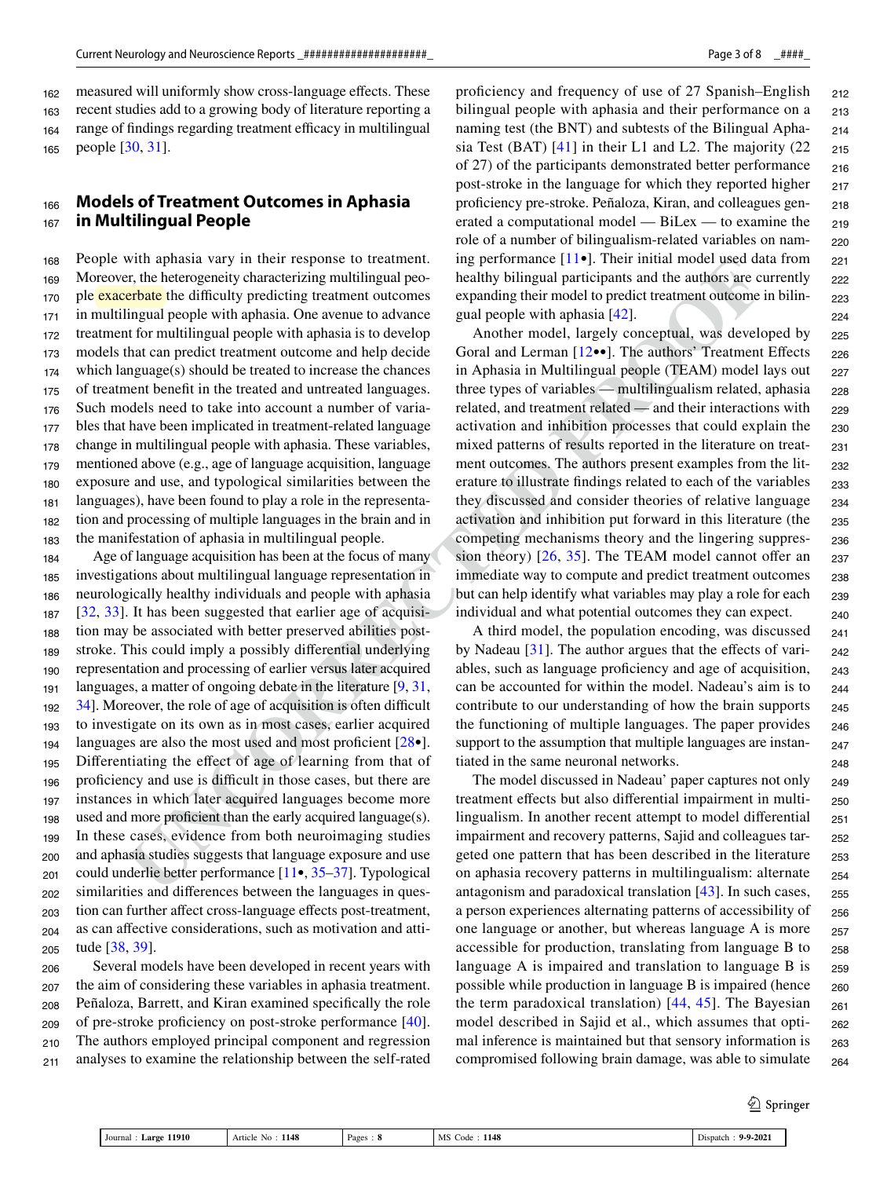measured will uniformly show cross-language effects. These recent studies add to a growing body of literature reporting a range of findings regarding treatment efficacy in multilingual people [30, 31].

## Models of Treatment Outcomes in Aphasia in Multilingual People

People with aphasia vary in their response to treatment. Moreover, the heterogeneity characterizing multilingual people exacerbate the difficulty predicting treatment outcomes in multilingual people with aphasia. One avenue to advance treatment for multilingual people with aphasia is to develop models that can predict treatment outcome and help decide which language(s) should be treated to increase the chances of treatment benefit in the treated and untreated languages. Such models need to take into account a number of variables that have been implicated in treatment-related language change in multilingual people with aphasia. These variables, mentioned above (e.g., age of language acquisition, language exposure and use, and typological similarities between the languages), have been found to play a role in the representation and processing of multiple languages in the brain and in the manifestation of aphasia in multilingual people.

Age of language acquisition has been at the focus of many investigations about multilingual language representation in neurologically healthy individuals and people with aphasia [32, 33]. It has been suggested that earlier age of acquisition may be associated with better preserved abilities post-stroke. This could imply a possibly differential underlying representation and processing of earlier versus later acquired languages, a matter of ongoing debate in the literature [9, 31, 34]. Moreover, the role of age of acquisition is often difficult to investigate on its own as in most cases, earlier acquired languages are also the most used and most proficient [28•]. Differentiating the effect of age of learning from that of proficiency and use is difficult in those cases, but there are instances in which later acquired languages become more used and more proficient than the early acquired language(s). In these cases, evidence from both neuroimaging studies and aphasia studies suggests that language exposure and use could underlie better performance [11•, 35–37]. Typological similarities and differences between the languages in question can further affect cross-language effects post-treatment, as can affective considerations, such as motivation and attitude [38, 39].

Several models have been developed in recent years with the aim of considering these variables in aphasia treatment. Peñaloza, Barrett, and Kiran examined specifically the role of pre-stroke proficiency on post-stroke performance [40]. The authors employed principal component and regression analyses to examine the relationship between the self-rated proficiency and frequency of use of 27 Spanish–English bilingual people with aphasia and their performance on a naming test (the BNT) and subtests of the Bilingual Aphasia Test (BAT) [41] in their L1 and L2. The majority (22 of 27) of the participants demonstrated better performance post-stroke in the language for which they reported higher proficiency pre-stroke. Peñaloza, Kiran, and colleagues generated a computational model — BiLex — to examine the role of a number of bilingualism-related variables on naming performance [11•]. Their initial model used data from healthy bilingual participants and the authors are currently expanding their model to predict treatment outcome in bilingual people with aphasia [42].

Another model, largely conceptual, was developed by Goral and Lerman [12••]. The authors' Treatment Effects in Aphasia in Multilingual people (TEAM) model lays out three types of variables — multilingualism related, aphasia related, and treatment related — and their interactions with activation and inhibition processes that could explain the mixed patterns of results reported in the literature on treatment outcomes. The authors present examples from the literature to illustrate findings related to each of the variables they discussed and consider theories of relative language activation and inhibition put forward in this literature (the competing mechanisms theory and the lingering suppression theory) [26, 35]. The TEAM model cannot offer an immediate way to compute and predict treatment outcomes but can help identify what variables may play a role for each individual and what potential outcomes they can expect.

A third model, the population encoding, was discussed by Nadeau [31]. The author argues that the effects of variables, such as language proficiency and age of acquisition, can be accounted for within the model. Nadeau's aim is to contribute to our understanding of how the brain supports the functioning of multiple languages. The paper provides support to the assumption that multiple languages are instantiated in the same neuronal networks.

The model discussed in Nadeau' paper captures not only treatment effects but also differential impairment in multilingualism. In another recent attempt to model differential impairment and recovery patterns, Sajid and colleagues targeted one pattern that has been described in the literature on aphasia recovery patterns in multilingualism: alternate antagonism and paradoxical translation [43]. In such cases, a person experiences alternating patterns of accessibility of one language or another, but whereas language A is more accessible for production, translating from language B to language A is impaired and translation to language B is possible while production in language B is impaired (hence the term paradoxical translation) [44, 45]. The Bayesian model described in Sajid et al., which assumes that optimal inference is maintained but that sensory information is compromised following brain damage, was able to simulate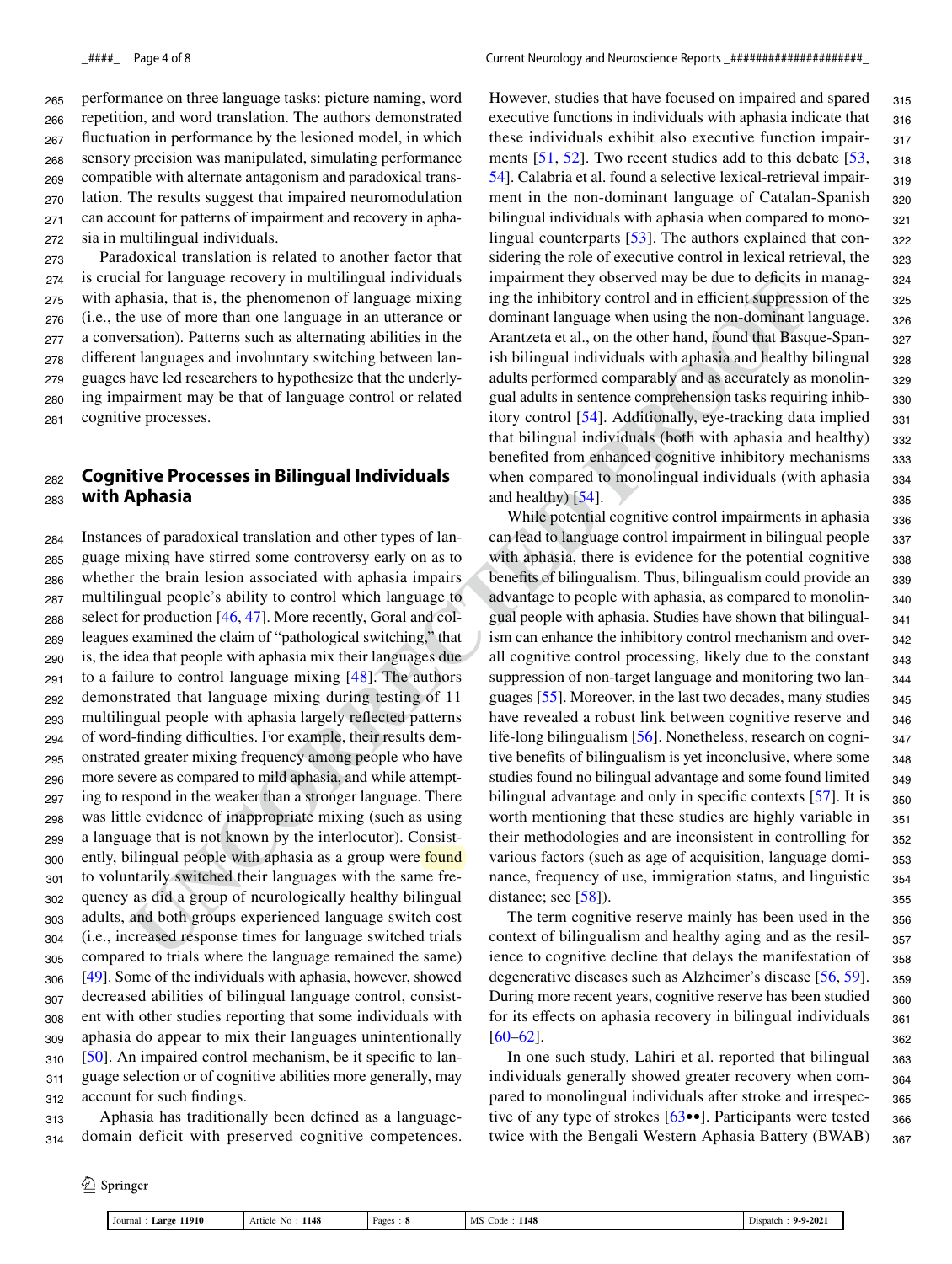performance on three language tasks: picture naming, word repetition, and word translation. The authors demonstrated fluctuation in performance by the lesioned model, in which sensory precision was manipulated, simulating performance compatible with alternate antagonism and paradoxical translation. The results suggest that impaired neuromodulation can account for patterns of impairment and recovery in aphasia in multilingual individuals.

Paradoxical translation is related to another factor that is crucial for language recovery in multilingual individuals with aphasia, that is, the phenomenon of language mixing (i.e., the use of more than one language in an utterance or a conversation). Patterns such as alternating abilities in the different languages and involuntary switching between languages have led researchers to hypothesize that the underlying impairment may be that of language control or related cognitive processes.

## Cognitive Processes in Bilingual Individuals with Aphasia

Instances of paradoxical translation and other types of language mixing have stirred some controversy early on as to whether the brain lesion associated with aphasia impairs multilingual people's ability to control which language to select for production [46, 47]. More recently, Goral and colleagues examined the claim of "pathological switching," that is, the idea that people with aphasia mix their languages due to a failure to control language mixing [48]. The authors demonstrated that language mixing during testing of 11 multilingual people with aphasia largely reflected patterns of word-finding difficulties. For example, their results demonstrated greater mixing frequency among people who have more severe as compared to mild aphasia, and while attempting to respond in the weaker than a stronger language. There was little evidence of inappropriate mixing (such as using a language that is not known by the interlocutor). Consistently, bilingual people with aphasia as a group were found to voluntarily switched their languages with the same frequency as did a group of neurologically healthy bilingual adults, and both groups experienced language switch cost (i.e., increased response times for language switched trials compared to trials where the language remained the same) [49]. Some of the individuals with aphasia, however, showed decreased abilities of bilingual language control, consistent with other studies reporting that some individuals with aphasia do appear to mix their languages unintentionally [50]. An impaired control mechanism, be it specific to language selection or of cognitive abilities more generally, may account for such findings.

Aphasia has traditionally been defined as a language-domain deficit with preserved cognitive competences. However, studies that have focused on impaired and spared executive functions in individuals with aphasia indicate that these individuals exhibit also executive function impairments [51, 52]. Two recent studies add to this debate [53, 54]. Calabria et al. found a selective lexical-retrieval impairment in the non-dominant language of Catalan-Spanish bilingual individuals with aphasia when compared to monolingual counterparts [53]. The authors explained that considering the role of executive control in lexical retrieval, the impairment they observed may be due to deficits in managing the inhibitory control and in efficient suppression of the dominant language when using the non-dominant language. Arantzeta et al., on the other hand, found that Basque-Spanish bilingual individuals with aphasia and healthy bilingual adults performed comparably and as accurately as monolingual adults in sentence comprehension tasks requiring inhibitory control [54]. Additionally, eye-tracking data implied that bilingual individuals (both with aphasia and healthy) benefited from enhanced cognitive inhibitory mechanisms when compared to monolingual individuals (with aphasia and healthy) [54].

While potential cognitive control impairments in aphasia can lead to language control impairment in bilingual people with aphasia, there is evidence for the potential cognitive benefits of bilingualism. Thus, bilingualism could provide an advantage to people with aphasia, as compared to monolingual people with aphasia. Studies have shown that bilingualism can enhance the inhibitory control mechanism and overall cognitive control processing, likely due to the constant suppression of non-target language and monitoring two languages [55]. Moreover, in the last two decades, many studies have revealed a robust link between cognitive reserve and life-long bilingualism [56]. Nonetheless, research on cognitive benefits of bilingualism is yet inconclusive, where some studies found no bilingual advantage and some found limited bilingual advantage and only in specific contexts [57]. It is worth mentioning that these studies are highly variable in their methodologies and are inconsistent in controlling for various factors (such as age of acquisition, language dominance, frequency of use, immigration status, and linguistic distance; see [58]).

The term cognitive reserve mainly has been used in the context of bilingualism and healthy aging and as the resilience to cognitive decline that delays the manifestation of degenerative diseases such as Alzheimer's disease [56, 59]. During more recent years, cognitive reserve has been studied for its effects on aphasia recovery in bilingual individuals [60–62].

In one such study, Lahiri et al. reported that bilingual individuals generally showed greater recovery when compared to monolingual individuals after stroke and irrespective of any type of strokes [63••]. Participants were tested twice with the Bengali Western Aphasia Battery (BWAB)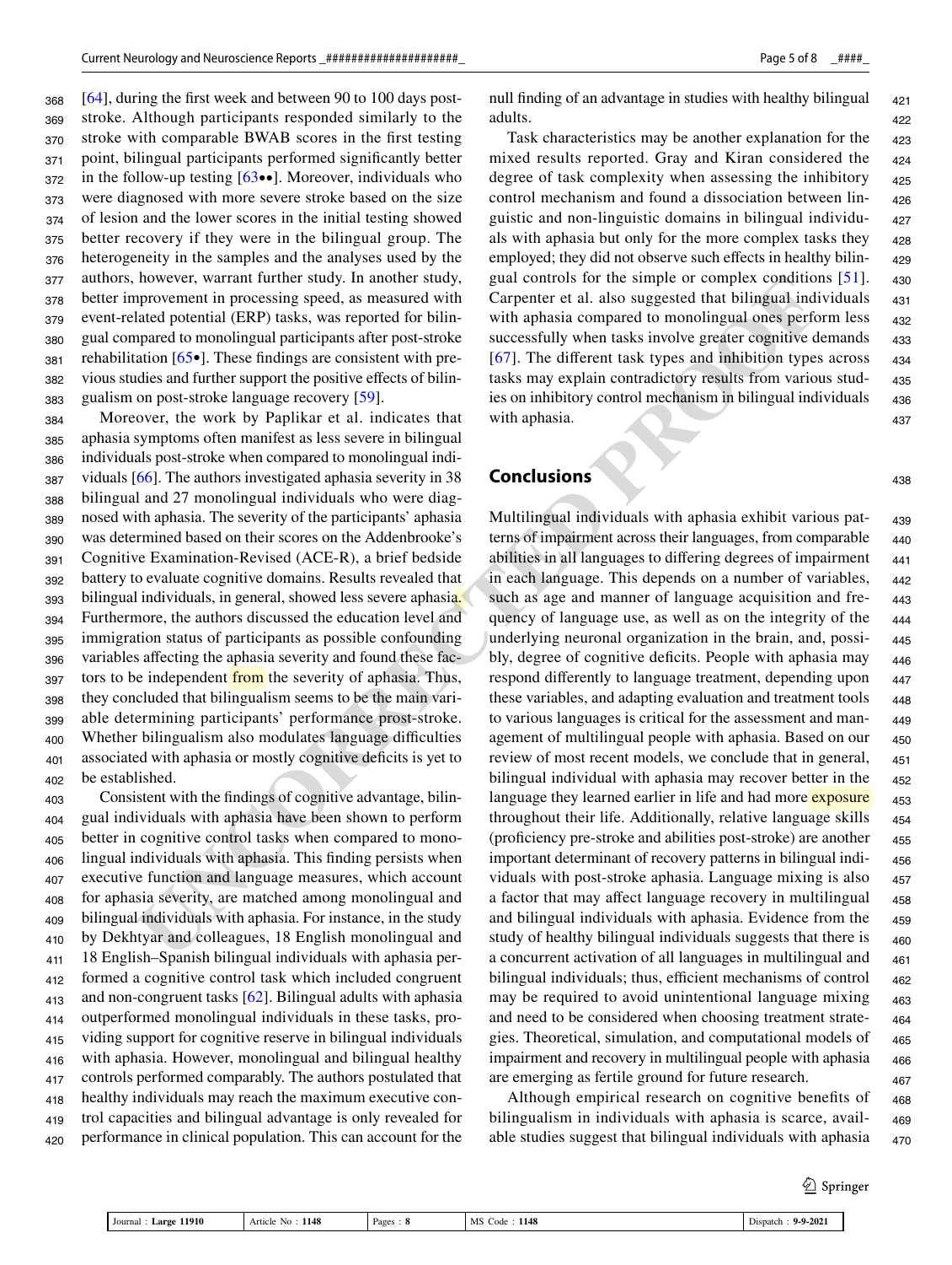[64], during the first week and between 90 to 100 days post-stroke. Although participants responded similarly to the stroke with comparable BWAB scores in the first testing point, bilingual participants performed significantly better in the follow-up testing [63••]. Moreover, individuals who were diagnosed with more severe stroke based on the size of lesion and the lower scores in the initial testing showed better recovery if they were in the bilingual group. The heterogeneity in the samples and the analyses used by the authors, however, warrant further study. In another study, better improvement in processing speed, as measured with event-related potential (ERP) tasks, was reported for bilingual compared to monolingual participants after post-stroke rehabilitation [65•]. These findings are consistent with previous studies and further support the positive effects of bilingualism on post-stroke language recovery [59].

Moreover, the work by Paplikar et al. indicates that aphasia symptoms often manifest as less severe in bilingual individuals post-stroke when compared to monolingual individuals [66]. The authors investigated aphasia severity in 38 bilingual and 27 monolingual individuals who were diagnosed with aphasia. The severity of the participants' aphasia was determined based on their scores on the Addenbrooke's Cognitive Examination-Revised (ACE-R), a brief bedside battery to evaluate cognitive domains. Results revealed that bilingual individuals, in general, showed less severe aphasia. Furthermore, the authors discussed the education level and immigration status of participants as possible confounding variables affecting the aphasia severity and found these factors to be independent from the severity of aphasia. Thus, they concluded that bilingualism seems to be the main variable determining participants' performance prost-stroke. Whether bilingualism also modulates language difficulties associated with aphasia or mostly cognitive deficits is yet to be established.

Consistent with the findings of cognitive advantage, bilingual individuals with aphasia have been shown to perform better in cognitive control tasks when compared to monolingual individuals with aphasia. This finding persists when executive function and language measures, which account for aphasia severity, are matched among monolingual and bilingual individuals with aphasia. For instance, in the study by Dekhtyar and colleagues, 18 English monolingual and 18 English–Spanish bilingual individuals with aphasia performed a cognitive control task which included congruent and non-congruent tasks [62]. Bilingual adults with aphasia outperformed monolingual individuals in these tasks, providing support for cognitive reserve in bilingual individuals with aphasia. However, monolingual and bilingual healthy controls performed comparably. The authors postulated that healthy individuals may reach the maximum executive control capacities and bilingual advantage is only revealed for performance in clinical population. This can account for the null finding of an advantage in studies with healthy bilingual adults.

Task characteristics may be another explanation for the mixed results reported. Gray and Kiran considered the degree of task complexity when assessing the inhibitory control mechanism and found a dissociation between linguistic and non-linguistic domains in bilingual individuals with aphasia but only for the more complex tasks they employed; they did not observe such effects in healthy bilingual controls for the simple or complex conditions [51]. Carpenter et al. also suggested that bilingual individuals with aphasia compared to monolingual ones perform less successfully when tasks involve greater cognitive demands [67]. The different task types and inhibition types across tasks may explain contradictory results from various studies on inhibitory control mechanism in bilingual individuals with aphasia.

## Conclusions

Multilingual individuals with aphasia exhibit various patterns of impairment across their languages, from comparable abilities in all languages to differing degrees of impairment in each language. This depends on a number of variables, such as age and manner of language acquisition and frequency of language use, as well as on the integrity of the underlying neuronal organization in the brain, and, possibly, degree of cognitive deficits. People with aphasia may respond differently to language treatment, depending upon these variables, and adapting evaluation and treatment tools to various languages is critical for the assessment and management of multilingual people with aphasia. Based on our review of most recent models, we conclude that in general, bilingual individual with aphasia may recover better in the language they learned earlier in life and had more exposure throughout their life. Additionally, relative language skills (proficiency pre-stroke and abilities post-stroke) are another important determinant of recovery patterns in bilingual individuals with post-stroke aphasia. Language mixing is also a factor that may affect language recovery in multilingual and bilingual individuals with aphasia. Evidence from the study of healthy bilingual individuals suggests that there is a concurrent activation of all languages in multilingual and bilingual individuals; thus, efficient mechanisms of control may be required to avoid unintentional language mixing and need to be considered when choosing treatment strategies. Theoretical, simulation, and computational models of impairment and recovery in multilingual people with aphasia are emerging as fertile ground for future research.

Although empirical research on cognitive benefits of bilingualism in individuals with aphasia is scarce, available studies suggest that bilingual individuals with aphasia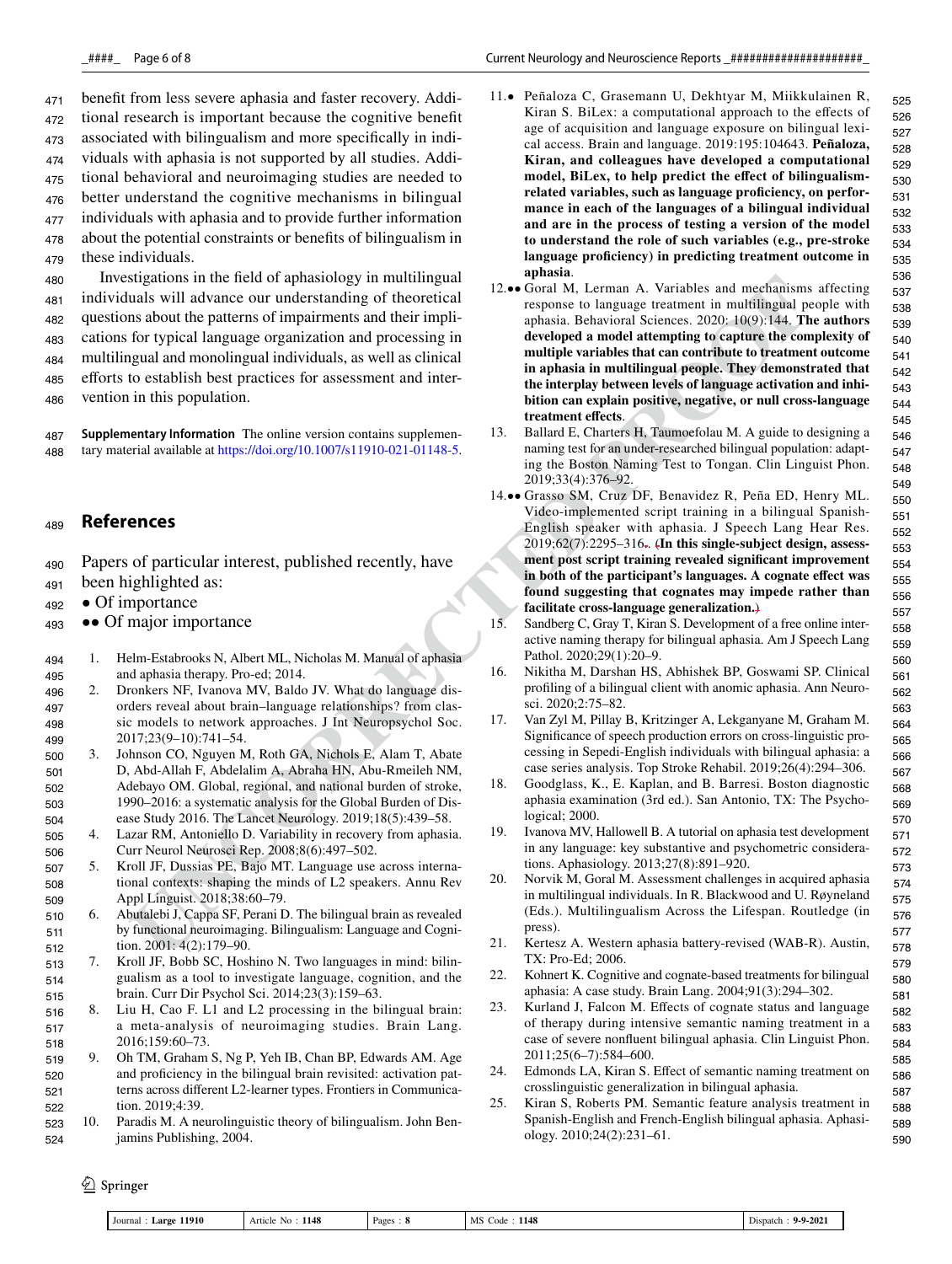benefit from less severe aphasia and faster recovery. Additional research is important because the cognitive benefit associated with bilingualism and more specifically in individuals with aphasia is not supported by all studies. Additional behavioral and neuroimaging studies are needed to better understand the cognitive mechanisms in bilingual individuals with aphasia and to provide further information about the potential constraints or benefits of bilingualism in these individuals.

Investigations in the field of aphasiology in multilingual individuals will advance our understanding of theoretical questions about the patterns of impairments and their implications for typical language organization and processing in multilingual and monolingual individuals, as well as clinical efforts to establish best practices for assessment and intervention in this population.

**Supplementary Information** The online version contains supplementary material available at https://doi.org/10.1007/s11910-021-01148-5.

## References

Papers of particular interest, published recently, have been highlighted as:
• Of importance
•• Of major importance

1. Helm-Estabrooks N, Albert ML, Nicholas M. Manual of aphasia and aphasia therapy. Pro-ed; 2014.
2. Dronkers NF, Ivanova MV, Baldo JV. What do language disorders reveal about brain–language relationships? from classic models to network approaches. J Int Neuropsychol Soc. 2017;23(9–10):741–54.
3. Johnson CO, Nguyen M, Roth GA, Nichols E, Alam T, Abate D, Abd-Allah F, Abdelalim A, Abraha HN, Abu-Rmeileh NM, Adebayo OM. Global, regional, and national burden of stroke, 1990–2016: a systematic analysis for the Global Burden of Disease Study 2016. The Lancet Neurology. 2019;18(5):439–58.
4. Lazar RM, Antoniello D. Variability in recovery from aphasia. Curr Neurol Neurosci Rep. 2008;8(6):497–502.
5. Kroll JF, Dussias PE, Bajo MT. Language use across international contexts: shaping the minds of L2 speakers. Annu Rev Appl Linguist. 2018;38:60–79.
6. Abutalebi J, Cappa SF, Perani D. The bilingual brain as revealed by functional neuroimaging. Bilingualism: Language and Cognition. 2001: 4(2):179–90.
7. Kroll JF, Bobb SC, Hoshino N. Two languages in mind: bilingualism as a tool to investigate language, cognition, and the brain. Curr Dir Psychol Sci. 2014;23(3):159–63.
8. Liu H, Cao F. L1 and L2 processing in the bilingual brain: a meta-analysis of neuroimaging studies. Brain Lang. 2016;159:60–73.
9. Oh TM, Graham S, Ng P, Yeh IB, Chan BP, Edwards AM. Age and proficiency in the bilingual brain revisited: activation patterns across different L2-learner types. Frontiers in Communication. 2019;4:39.
10. Paradis M. A neurolinguistic theory of bilingualism. John Benjamins Publishing, 2004.
11. • Peñaloza C, Grasemann U, Dekhtyar M, Miikkulainen R, Kiran S. BiLex: a computational approach to the effects of age of acquisition and language exposure on bilingual lexical access. Brain and language. 2019:195:104643. **Peñaloza, Kiran, and colleagues have developed a computational model, BiLex, to help predict the effect of bilingualism-related variables, such as language proficiency, on performance in each of the languages of a bilingual individual and are in the process of testing a version of the model to understand the role of such variables (e.g., pre-stroke language proficiency) in predicting treatment outcome in aphasia**.
12. •• Goral M, Lerman A. Variables and mechanisms affecting response to language treatment in multilingual people with aphasia. Behavioral Sciences. 2020: 10(9):144. **The authors developed a model attempting to capture the complexity of multiple variables that can contribute to treatment outcome in aphasia in multilingual people. They demonstrated that the interplay between levels of language activation and inhibition can explain positive, negative, or null cross-language treatment effects**.
13. Ballard E, Charters H, Taumoefolau M. A guide to designing a naming test for an under-researched bilingual population: adapting the Boston Naming Test to Tongan. Clin Linguist Phon. 2019;33(4):376–92.
14. •• Grasso SM, Cruz DF, Benavidez R, Peña ED, Henry ML. Video-implemented script training in a bilingual Spanish-English speaker with aphasia. J Speech Lang Hear Res. 2019;62(7):2295–316.. (**In this single-subject design, assessment post script training revealed significant improvement in both of the participant's languages. A cognate effect was found suggesting that cognates may impede rather than facilitate cross-language generalization.**)
15. Sandberg C, Gray T, Kiran S. Development of a free online interactive naming therapy for bilingual aphasia. Am J Speech Lang Pathol. 2020;29(1):20–9.
16. Nikitha M, Darshan HS, Abhishek BP, Goswami SP. Clinical profiling of a bilingual client with anomic aphasia. Ann Neurosci. 2020;2:75–82.
17. Van Zyl M, Pillay B, Kritzinger A, Lekganyane M, Graham M. Significance of speech production errors on cross-linguistic processing in Sepedi-English individuals with bilingual aphasia: a case series analysis. Top Stroke Rehabil. 2019;26(4):294–306.
18. Goodglass, K., E. Kaplan, and B. Barresi. Boston diagnostic aphasia examination (3rd ed.). San Antonio, TX: The Psychological; 2000.
19. Ivanova MV, Hallowell B. A tutorial on aphasia test development in any language: key substantive and psychometric considerations. Aphasiology. 2013;27(8):891–920.
20. Norvik M, Goral M. Assessment challenges in acquired aphasia in multilingual individuals. In R. Blackwood and U. Røyneland (Eds.). Multilingualism Across the Lifespan. Routledge (in press).
21. Kertesz A. Western aphasia battery-revised (WAB-R). Austin, TX: Pro-Ed; 2006.
22. Kohnert K. Cognitive and cognate-based treatments for bilingual aphasia: A case study. Brain Lang. 2004;91(3):294–302.
23. Kurland J, Falcon M. Effects of cognate status and language of therapy during intensive semantic naming treatment in a case of severe nonfluent bilingual aphasia. Clin Linguist Phon. 2011;25(6–7):584–600.
24. Edmonds LA, Kiran S. Effect of semantic naming treatment on crosslinguistic generalization in bilingual aphasia.
25. Kiran S, Roberts PM. Semantic feature analysis treatment in Spanish-English and French-English bilingual aphasia. Aphasiology. 2010;24(2):231–61.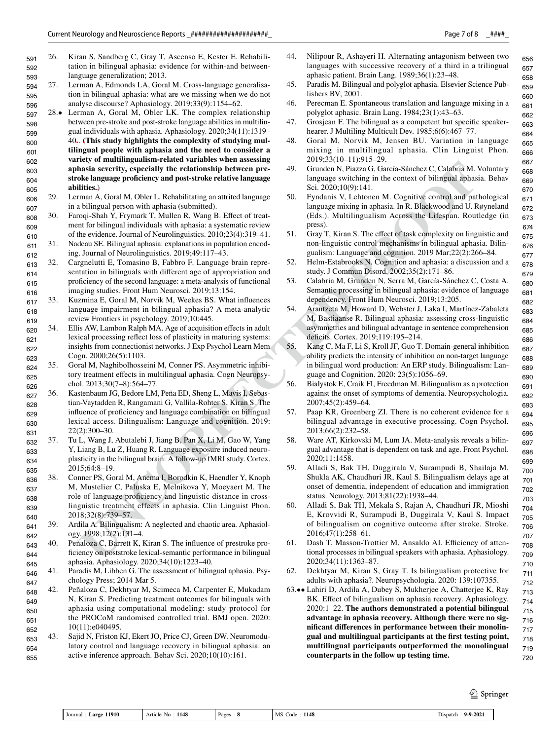26. Kiran S, Sandberg C, Gray T, Ascenso E, Kester E. Rehabilitation in bilingual aphasia: evidence for within-and between-language generalization; 2013.
27. Lerman A, Edmonds LA, Goral M. Cross-language generalisation in bilingual aphasia: what are we missing when we do not analyse discourse? Aphasiology. 2019;33(9):1154–62.
28.• Lerman A, Goral M, Obler LK. The complex relationship between pre-stroke and post-stroke language abilities in multilingual individuals with aphasia. Aphasiology. 2020;34(11):1319–40. (**This study highlights the complexity of studying multilingual people with aphasia and the need to consider a variety of multilingualism-related variables when assessing aphasia severity, especially the relationship between pre-stroke language proficiency and post-stroke relative language abilities.**)
29. Lerman A, Goral M, Obler L. Rehabilitating an attrited language in a bilingual person with aphasia (submitted).
30. Faroqi-Shah Y, Frymark T, Mullen R, Wang B. Effect of treatment for bilingual individuals with aphasia: a systematic review of the evidence. Journal of Neurolinguistics. 2010;23(4):319–41.
31. Nadeau SE. Bilingual aphasia: explanations in population encoding. Journal of Neurolinguistics. 2019;49:117–43.
32. Cargnelutti E, Tomasino B, Fabbro F. Language brain representation in bilinguals with different age of appropriation and proficiency of the second language: a meta-analysis of functional imaging studies. Front Hum Neurosci. 2019;13:154.
33. Kuzmina E, Goral M, Norvik M, Weekes BS. What influences language impairment in bilingual aphasia? A meta-analytic review Frontiers in psychology. 2019;10:445.
34. Ellis AW, Lambon Ralph MA. Age of acquisition effects in adult lexical processing reflect loss of plasticity in maturing systems: insights from connectionist networks. J Exp Psychol Learn Mem Cogn. 2000;26(5):1103.
35. Goral M, Naghibolhosseini M, Conner PS. Asymmetric inhibitory treatment effects in multilingual aphasia. Cogn Neuropsychol. 2013;30(7–8):564–77.
36. Kastenbaum JG, Bedore LM, Peña ED, Sheng L, Mavis I, Sebastian-Vaytadden R, Rangamani G, Vallila-Rohter S, Kiran S. The influence of proficiency and language combination on bilingual lexical access. Bilingualism: Language and cognition. 2019: 22(2):300–30.
37. Tu L, Wang J, Abutalebi J, Jiang B, Pan X, Li M, Gao W, Yang Y, Liang B, Lu Z, Huang R. Language exposure induced neuroplasticity in the bilingual brain: A follow-up fMRI study. Cortex. 2015;64:8–19.
38. Conner PS, Goral M, Anema I, Borodkin K, Haendler Y, Knoph M, Mustelier C, Paluska E, Melnikova Y, Moeyaert M. The role of language proficiency and linguistic distance in cross-linguistic treatment effects in aphasia. Clin Linguist Phon. 2018;32(8):739–57.
39. Ardila A. Bilingualism: A neglected and chaotic area. Aphasiology. 1998;12(2):131–4.
40. Peñaloza C, Barrett K, Kiran S. The influence of prestroke proficiency on poststroke lexical-semantic performance in bilingual aphasia. Aphasiology. 2020;34(10):1223–40.
41. Paradis M, Libben G. The assessment of bilingual aphasia. Psychology Press; 2014 Mar 5.
42. Peñaloza C, Dekhtyar M, Scimeca M, Carpenter E, Mukadam N, Kiran S. Predicting treatment outcomes for bilinguals with aphasia using computational modeling: study protocol for the PROCoM randomised controlled trial. BMJ open. 2020: 10(11):e040495.
43. Sajid N, Friston KJ, Ekert JO, Price CJ, Green DW. Neuromodulatory control and language recovery in bilingual aphasia: an active inference approach. Behav Sci. 2020;10(10):161.
44. Nilipour R, Ashayeri H. Alternating antagonism between two languages with successive recovery of a third in a trilingual aphasic patient. Brain Lang. 1989;36(1):23–48.
45. Paradis M. Bilingual and polyglot aphasia. Elsevier Science Publishers BV; 2001.
46. Perecman E. Spontaneous translation and language mixing in a polyglot aphasic. Brain Lang. 1984;23(1):43–63.
47. Grosjean F. The bilingual as a competent but specific speaker-hearer. J Multiling Multicult Dev. 1985;6(6):467–77.
48. Goral M, Norvik M, Jensen BU. Variation in language mixing in multilingual aphasia. Clin Linguist Phon. 2019;33(10–11):915–29.
49. Grunden N, Piazza G, García-Sánchez C, Calabria M. Voluntary language switching in the context of bilingual aphasia. Behav Sci. 2020;10(9):141.
50. Fyndanis V, Lehtonen M. Cognitive control and pathological language mixing in aphasia. In R. Blackwood and U. Røyneland (Eds.). Multilingualism Across the Lifespan. Routledge (in press).
51. Gray T, Kiran S. The effect of task complexity on linguistic and non-linguistic control mechanisms in bilingual aphasia. Bilingualism: Language and cognition. 2019 Mar;22(2):266–84.
52. Helm-Estabrooks N. Cognition and aphasia: a discussion and a study. J Commun Disord. 2002;35(2):171–86.
53. Calabria M, Grunden N, Serra M, García-Sánchez C, Costa A. Semantic processing in bilingual aphasia: evidence of language dependency. Front Hum Neurosci. 2019;13:205.
54. Arantzeta M, Howard D, Webster J, Laka I, Martínez-Zabaleta M, Bastiaanse R. Bilingual aphasia: assessing cross-linguistic asymmetries and bilingual advantage in sentence comprehension deficits. Cortex. 2019;119:195–214.
55. Kang C, Ma F, Li S, Kroll JF, Guo T. Domain-general inhibition ability predicts the intensity of inhibition on non-target language in bilingual word production: An ERP study. Bilingualism: Language and Cognition. 2020: 23(5):1056–69.
56. Bialystok E, Craik FI, Freedman M. Bilingualism as a protection against the onset of symptoms of dementia. Neuropsychologia. 2007;45(2):459–64.
57. Paap KR, Greenberg ZI. There is no coherent evidence for a bilingual advantage in executive processing. Cogn Psychol. 2013;66(2):232–58.
58. Ware AT, Kirkovski M, Lum JA. Meta-analysis reveals a bilingual advantage that is dependent on task and age. Front Psychol. 2020;11:1458.
59. Alladi S, Bak TH, Duggirala V, Surampudi B, Shailaja M, Shukla AK, Chaudhuri JR, Kaul S. Bilingualism delays age at onset of dementia, independent of education and immigration status. Neurology. 2013;81(22):1938–44.
60. Alladi S, Bak TH, Mekala S, Rajan A, Chaudhuri JR, Mioshi E, Krovvidi R, Surampudi B, Duggirala V, Kaul S. Impact of bilingualism on cognitive outcome after stroke. Stroke. 2016;47(1):258–61.
61. Dash T, Masson-Trottier M, Ansaldo AI. Efficiency of attentional processes in bilingual speakers with aphasia. Aphasiology. 2020;34(11):1363–87.
62. Dekhtyar M, Kiran S, Gray T. Is bilingualism protective for adults with aphasia?. Neuropsychologia. 2020: 139:107355.
63.•• Lahiri D, Ardila A, Dubey S, Mukherjee A, Chatterjee K, Ray BK. Effect of bilingualism on aphasia recovery. Aphasiology. 2020:1–22. **The authors demonstrated a potential bilingual advantage in aphasia recovery. Although there were no significant differences in performance between their monolingual and multilingual participants at the first testing point, multilingual participants outperformed the monolingual counterparts in the follow up testing time.**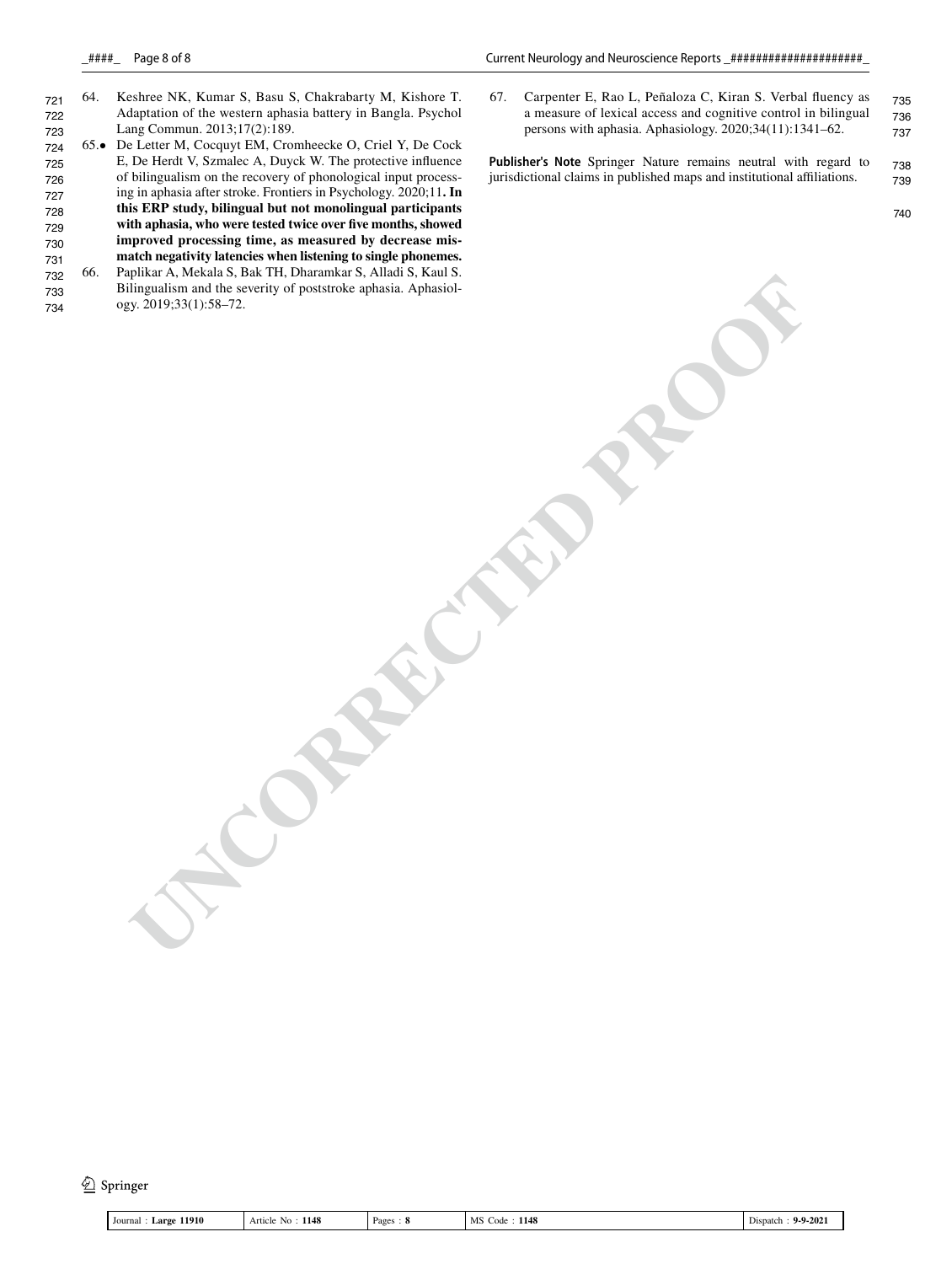64. Keshree NK, Kumar S, Basu S, Chakrabarty M, Kishore T. Adaptation of the western aphasia battery in Bangla. Psychol Lang Commun. 2013;17(2):189.

65.• De Letter M, Cocquyt EM, Cromheecke O, Criel Y, De Cock E, De Herdt V, Szmalec A, Duyck W. The protective influence of bilingualism on the recovery of phonological input processing in aphasia after stroke. Frontiers in Psychology. 2020;11. **In this ERP study, bilingual but not monolingual participants with aphasia, who were tested twice over five months, showed improved processing time, as measured by decrease mismatch negativity latencies when listening to single phonemes.**

66. Paplikar A, Mekala S, Bak TH, Dharamkar S, Alladi S, Kaul S. Bilingualism and the severity of poststroke aphasia. Aphasiology. 2019;33(1):58–72.

67. Carpenter E, Rao L, Peñaloza C, Kiran S. Verbal fluency as a measure of lexical access and cognitive control in bilingual persons with aphasia. Aphasiology. 2020;34(11):1341–62.

**Publisher's Note** Springer Nature remains neutral with regard to jurisdictional claims in published maps and institutional affiliations.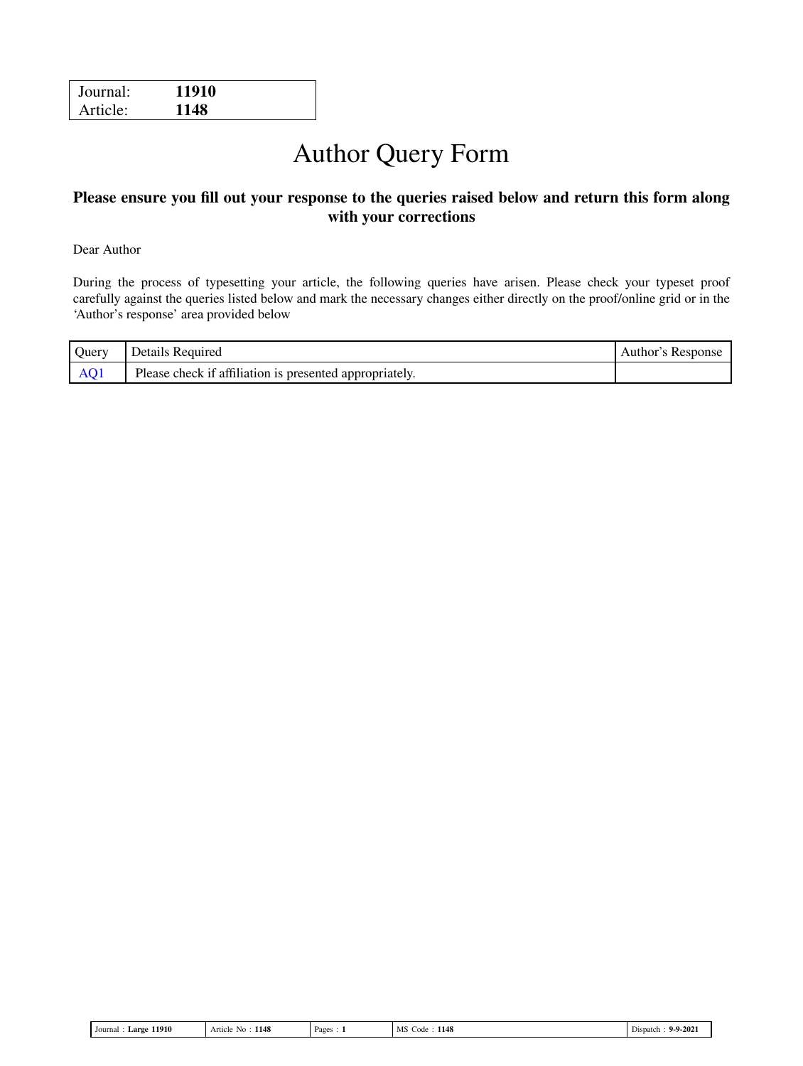| | |
|---|---|
| Journal: | **11910** |
| Article: | **1148** |

# Author Query Form

**Please ensure you fill out your response to the queries raised below and return this form along with your corrections**

Dear Author

During the process of typesetting your article, the following queries have arisen. Please check your typeset proof carefully against the queries listed below and mark the necessary changes either directly on the proof/online grid or in the 'Author's response' area provided below

| Query | Details Required | Author's Response |
|---|---|---|
| AQ1 | Please check if affiliation is presented appropriately. | |